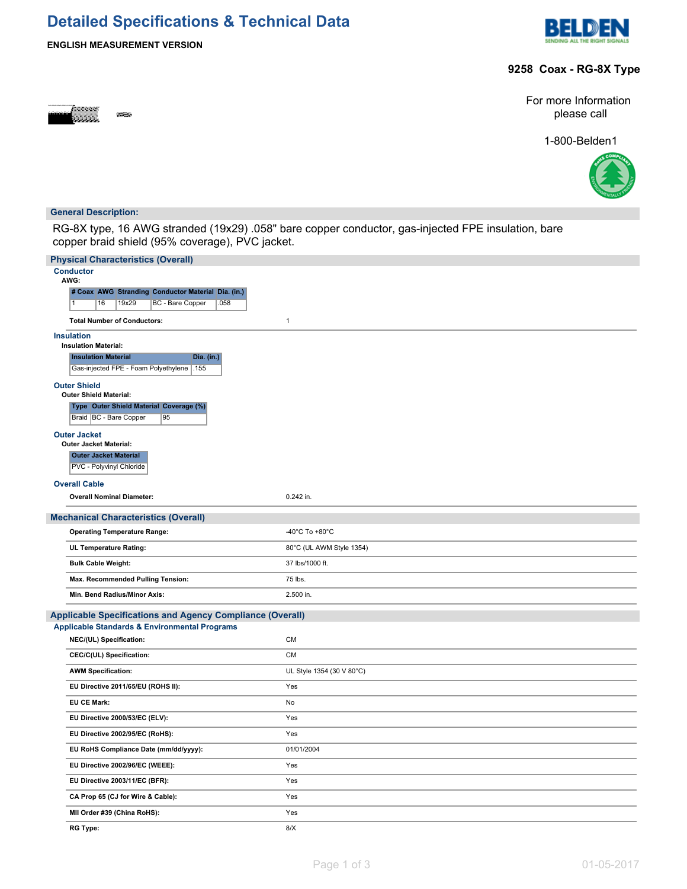# Detailed Specifications & Technical Data

**ENGLISH MEASUREMENT VERSION**

## 9258 Coax - RG-8X Type

For more Information please call

1-800-Belden1

## General Description:

RG-8X type, 16 AWG stranded (19x29) .058" bare copper conductor, gas-injected FPE insulation, bare copper braid shield (95% coverage), PVC jacket.

## Physical Characteristics (Overall)

### Conductor

**AWG:**

| # Coax | AWG | Stranding | Conductor Material | Dia. (in.) |
|---|---|---|---|---|
| 1 | 16 | 19x29 | BC - Bare Copper | .058 |

**Total Number of Conductors:** 1

### Insulation

**Insulation Material:**

| Insulation Material | Dia. (in.) |
|---|---|
| Gas-injected FPE - Foam Polyethylene | .155 |

### Outer Shield

**Outer Shield Material:**

| Type | Outer Shield Material | Coverage (%) |
|---|---|---|
| Braid | BC - Bare Copper | 95 |

### Outer Jacket

**Outer Jacket Material:**

| Outer Jacket Material |
|---|
| PVC - Polyvinyl Chloride |

### Overall Cable

| | |
|---|---|
| **Overall Nominal Diameter:** | 0.242 in. |

## Mechanical Characteristics (Overall)

| | |
|---|---|
| **Operating Temperature Range:** | -40°C To +80°C |
| **UL Temperature Rating:** | 80°C (UL AWM Style 1354) |
| **Bulk Cable Weight:** | 37 lbs/1000 ft. |
| **Max. Recommended Pulling Tension:** | 75 lbs. |
| **Min. Bend Radius/Minor Axis:** | 2.500 in. |

## Applicable Specifications and Agency Compliance (Overall)

### Applicable Standards & Environmental Programs

| | |
|---|---|
| **NEC/(UL) Specification:** | CM |
| **CEC/C(UL) Specification:** | CM |
| **AWM Specification:** | UL Style 1354 (30 V 80°C) |
| **EU Directive 2011/65/EU (ROHS II):** | Yes |
| **EU CE Mark:** | No |
| **EU Directive 2000/53/EC (ELV):** | Yes |
| **EU Directive 2002/95/EC (RoHS):** | Yes |
| **EU RoHS Compliance Date (mm/dd/yyyy):** | 01/01/2004 |
| **EU Directive 2002/96/EC (WEEE):** | Yes |
| **EU Directive 2003/11/EC (BFR):** | Yes |
| **CA Prop 65 (CJ for Wire & Cable):** | Yes |
| **MII Order #39 (China RoHS):** | Yes |
| **RG Type:** | 8/X |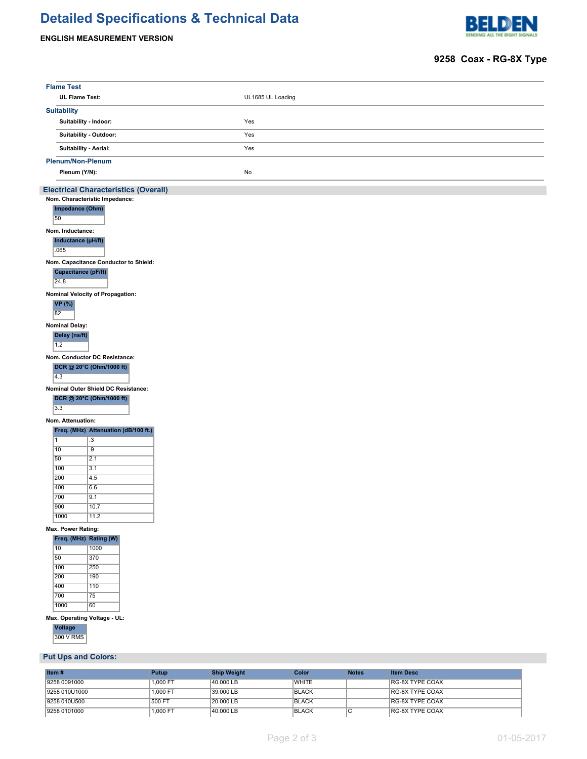## Flame Test

| | |
|---|---|
| **UL Flame Test:** | UL1685 UL Loading |

## Suitability

| | |
|---|---|
| **Suitability - Indoor:** | Yes |
| **Suitability - Outdoor:** | Yes |
| **Suitability - Aerial:** | Yes |

## Plenum/Non-Plenum

| | |
|---|---|
| **Plenum (Y/N):** | No |

## Electrical Characteristics (Overall)

**Nom. Characteristic Impedance:**

| Impedance (Ohm) |
|---|
| 50 |

**Nom. Inductance:**

| Inductance (µH/ft) |
|---|
| .065 |

**Nom. Capacitance Conductor to Shield:**

| Capacitance (pF/ft) |
|---|
| 24.8 |

**Nominal Velocity of Propagation:**

| VP (%) |
|---|
| 82 |

**Nominal Delay:**

| Delay (ns/ft) |
|---|
| 1.2 |

**Nom. Conductor DC Resistance:**

| DCR @ 20°C (Ohm/1000 ft) |
|---|
| 4.3 |

**Nominal Outer Shield DC Resistance:**

| DCR @ 20°C (Ohm/1000 ft) |
|---|
| 3.3 |

**Nom. Attenuation:**

| Freq. (MHz) | Attenuation (dB/100 ft.) |
|---|---|
| 1 | .3 |
| 10 | .9 |
| 50 | 2.1 |
| 100 | 3.1 |
| 200 | 4.5 |
| 400 | 6.6 |
| 700 | 9.1 |
| 900 | 10.7 |
| 1000 | 11.2 |

**Max. Power Rating:**

| Freq. (MHz) | Rating (W) |
|---|---|
| 10 | 1000 |
| 50 | 370 |
| 100 | 250 |
| 200 | 190 |
| 400 | 110 |
| 700 | 75 |
| 1000 | 60 |

**Max. Operating Voltage - UL:**

| Voltage |
|---|
| 300 V RMS |

## Put Ups and Colors:

| Item # | Putup | Ship Weight | Color | Notes | Item Desc |
|---|---|---|---|---|---|
| 9258 0091000 | 1,000 FT | 40.000 LB | WHITE | | RG-8X TYPE COAX |
| 9258 010U1000 | 1,000 FT | 39.000 LB | BLACK | | RG-8X TYPE COAX |
| 9258 010U500 | 500 FT | 20.000 LB | BLACK | | RG-8X TYPE COAX |
| 9258 0101000 | 1,000 FT | 40.000 LB | BLACK | C | RG-8X TYPE COAX |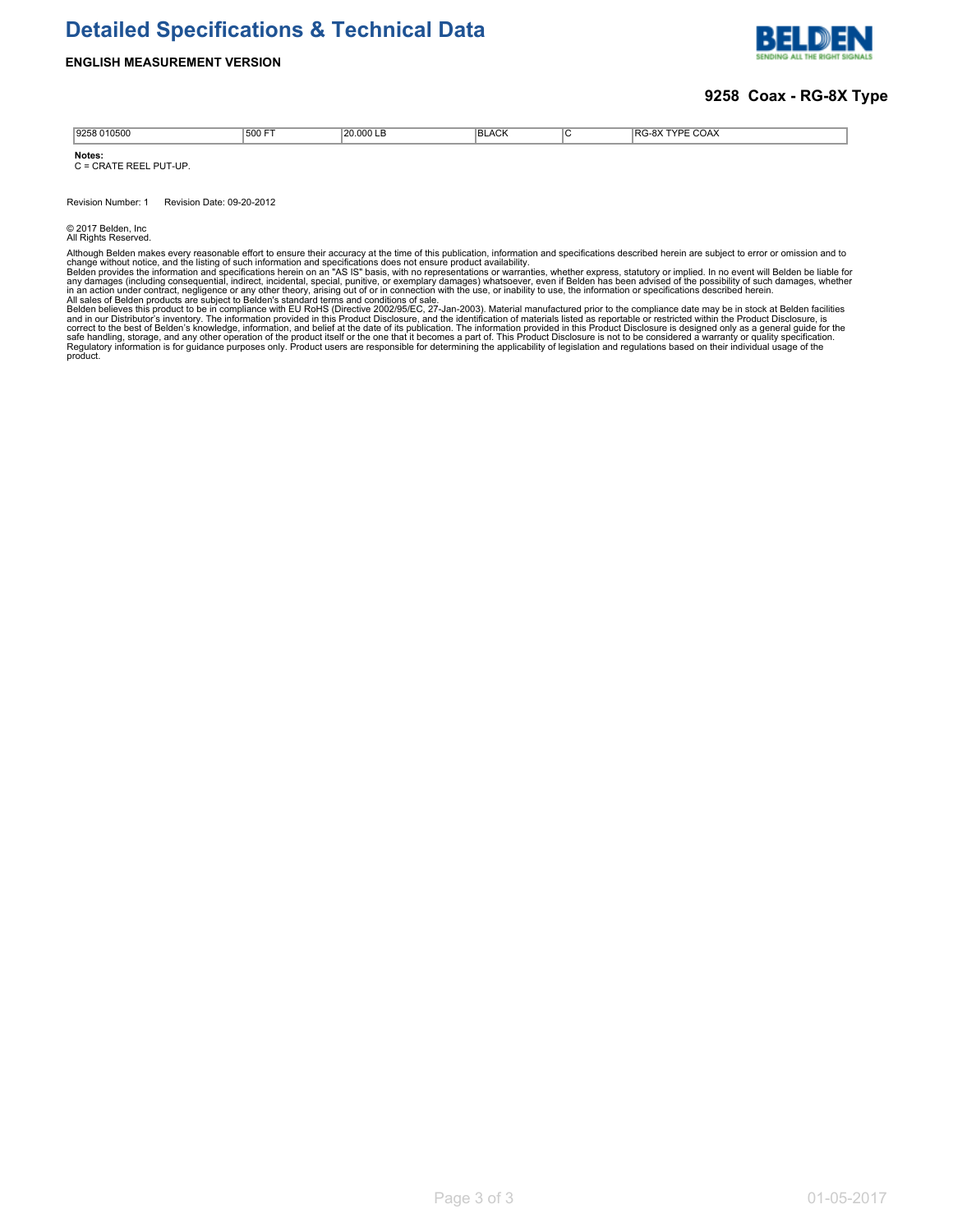# Detailed Specifications & Technical Data

**ENGLISH MEASUREMENT VERSION**

## 9258 Coax - RG-8X Type

| | | | | | |
|---|---|---|---|---|---|
| 9258 010500 | 500 FT | 20.000 LB | BLACK | C | RG-8X TYPE COAX |

**Notes:**
C = CRATE REEL PUT-UP.

Revision Number: 1 Revision Date: 09-20-2012

© 2017 Belden, Inc
All Rights Reserved.

Although Belden makes every reasonable effort to ensure their accuracy at the time of this publication, information and specifications described herein are subject to error or omission and to change without notice, and the listing of such information and specifications does not ensure product availability.
Belden provides the information and specifications herein on an "AS IS" basis, with no representations or warranties, whether express, statutory or implied. In no event will Belden be liable for any damages (including consequential, indirect, incidental, special, punitive, or exemplary damages) whatsoever, even if Belden has been advised of the possibility of such damages, whether in an action under contract, negligence or any other theory, arising out of or in connection with the use, or inability to use, the information or specifications described herein.
All sales of Belden products are subject to Belden's standard terms and conditions of sale.
Belden believes this product to be in compliance with EU RoHS (Directive 2002/95/EC, 27-Jan-2003). Material manufactured prior to the compliance date may be in stock at Belden facilities and in our Distributor's inventory. The information provided in this Product Disclosure, and the identification of materials listed as reportable or restricted within the Product Disclosure, is correct to the best of Belden's knowledge, information, and belief at the date of its publication. The information provided in this Product Disclosure is designed only as a general guide for the safe handling, storage, and any other operation of the product itself or the one that it becomes a part of. This Product Disclosure is not to be considered a warranty or quality specification. Regulatory information is for guidance purposes only. Product users are responsible for determining the applicability of legislation and regulations based on their individual usage of the product.